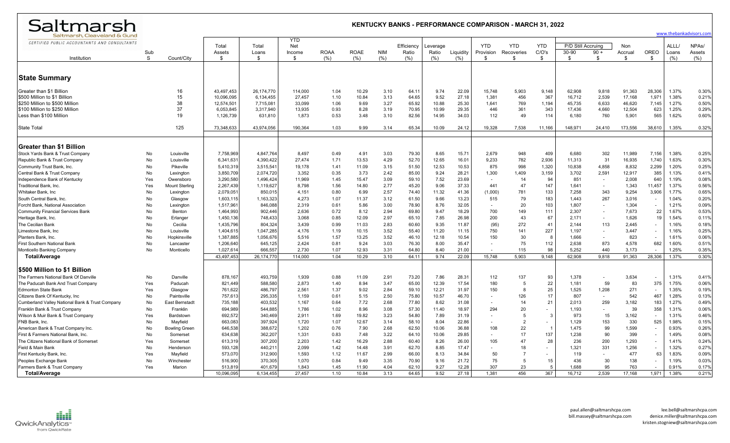# Saltmarsh

Saltmarsh, Cleaveland & Gund

CERTIFIED PUBLIC ACCOUNTANTS AND CONSULTANTS

## KENTUCKY BANKS - PERFORMANCE COMPARISON - MARCH 31, 2022

www.thebankadvisors.com

| Institution | Sub S | Count/City | Total Assets $ | Total Loans $ | YTD Net Income $ | ROAA (%) | ROAE (%) | NIM (%) | Efficiency Ratio (%) | Leverage Ratio (%) | Liquidity (%) | YTD Provision $ | YTD Recoveries $ | YTD C/O's $ | P/D Still Accruing 30-90 $ | P/D Still Accruing 90 + $ | Non Accrual $ | OREO $ | ALLL/ Loans (%) | NPAs/ Assets (%) |
|---|---|---|---|---|---|---|---|---|---|---|---|---|---|---|---|---|---|---|---|---|
| **State Summary** | | | | | | | | | | | | | | | | | | | | |
| Greater than $1 Billion | | 16 | 43,497,453 | 26,174,770 | 114,000 | 1.04 | 10.29 | 3.10 | 64.11 | 9.74 | 22.09 | 15,748 | 5,903 | 9,148 | 62,908 | 9,818 | 91,363 | 28,306 | 1.37% | 0.30% |
| $500 Million to $1 Billion | | 15 | 10,096,095 | 6,134,455 | 27,457 | 1.10 | 10.84 | 3.13 | 64.65 | 9.52 | 27.18 | 1,381 | 456 | 367 | 16,712 | 2,539 | 17,168 | 1,971 | 1.38% | 0.21% |
| $250 Million to $500 Million | | 38 | 12,574,501 | 7,715,081 | 33,099 | 1.06 | 9.69 | 3.27 | 65.92 | 10.88 | 25.30 | 1,641 | 769 | 1,194 | 45,735 | 6,633 | 46,620 | 7,145 | 1.27% | 0.50% |
| $100 Million to $250 Million | | 37 | 6,053,845 | 3,317,940 | 13,935 | 0.93 | 8.28 | 3.19 | 70.95 | 10.99 | 29.35 | 446 | 361 | 343 | 17,436 | 4,660 | 12,504 | 623 | 1.25% | 0.29% |
| Less than $100 Million | | 19 | 1,126,739 | 631,810 | 1,873 | 0.53 | 3.48 | 3.10 | 82.56 | 14.95 | 34.03 | 112 | 49 | 114 | 6,180 | 760 | 5,901 | 565 | 1.62% | 0.60% |
| State Total | | 125 | 73,348,633 | 43,974,056 | 190,364 | 1.03 | 9.99 | 3.14 | 65.34 | 10.09 | 24.12 | 19,328 | 7,538 | 11,166 | 148,971 | 24,410 | 173,556 | 38,610 | 1.35% | 0.32% |
| **Greater than $1 Billion** | | | | | | | | | | | | | | | | | | | | |
| Stock Yards Bank & Trust Company | No | Louisville | 7,758,969 | 4,847,764 | 8,497 | 0.49 | 4.91 | 3.03 | 79.30 | 8.65 | 15.71 | 2,679 | 948 | 409 | 6,680 | 302 | 11,989 | 7,156 | 1.38% | 0.25% |
| Republic Bank & Trust Company | No | Louisville | 6,341,631 | 4,390,422 | 27,474 | 1.71 | 13.53 | 4.29 | 52.70 | 12.65 | 16.01 | 9,233 | 782 | 2,936 | 11,313 | 31 | 16,935 | 1,740 | 1.63% | 0.30% |
| Community Trust Bank, Inc. | No | Pikeville | 5,410,319 | 3,515,541 | 19,178 | 1.41 | 11.09 | 3.15 | 51.50 | 12.53 | 10.53 | 875 | 998 | 1,320 | 10,838 | 4,858 | 8,832 | 2,299 | 1.20% | 0.25% |
| Central Bank & Trust Company | No | Lexington | 3,850,709 | 2,074,720 | 3,352 | 0.35 | 3.73 | 2.42 | 85.00 | 9.24 | 28.21 | 1,300 | 1,409 | 3,159 | 3,702 | 2,591 | 12,917 | 385 | 1.13% | 0.41% |
| Independence Bank of Kentucky | Yes | Owensboro | 3,290,580 | 1,496,424 | 11,969 | 1.45 | 15.47 | 3.09 | 59.10 | 7.52 | 23.69 | - | 14 | 94 | 851 | - | 2,008 | 640 | 1.19% | 0.08% |
| Traditional Bank, Inc. | Yes | Mount Sterling | 2,267,439 | 1,119,627 | 8,798 | 1.56 | 14.80 | 2.77 | 45.20 | 9.06 | 37.33 | 441 | 47 | 147 | 1,641 | - | 1,343 | 11,457 | 1.37% | 0.56% |
| Whitaker Bank, Inc | No | Lexington | 2,079,051 | 850,015 | 4,151 | 0.80 | 6.99 | 2.57 | 74.40 | 11.32 | 41.36 | (1,000) | 781 | 133 | 7,258 | 343 | 9,254 | 3,906 | 1.77% | 0.65% |
| South Central Bank, Inc. | No | Glasgow | 1,603,115 | 1,163,323 | 4,273 | 1.07 | 11.37 | 3.12 | 61.50 | 9.66 | 13.23 | 515 | 79 | 183 | 1,443 | 267 | 3,016 | - | 1.04% | 0.20% |
| Forcht Bank, National Association | No | Lexington | 1,517,961 | 846,088 | 2,319 | 0.61 | 5.86 | 3.00 | 78.90 | 8.76 | 32.05 | - | 20 | 103 | 1,807 | - | 1,304 | - | 1.21% | 0.09% |
| Community Financial Services Bank | No | Benton | 1,464,993 | 902,446 | 2,636 | 0.72 | 8.12 | 2.94 | 69.80 | 9.47 | 18.29 | 700 | 149 | 111 | 2,307 | - | 7,673 | 22 | 1.67% | 0.53% |
| Heritage Bank, Inc. | No | Erlanger | 1,450,136 | 748,433 | 3,068 | 0.85 | 12.09 | 2.97 | 65.10 | 7.85 | 26.98 | 200 | 43 | 67 | 2,171 | - | 1,626 | 19 | 1.54% | 0.11% |
| The Cecilian Bank | No | Cecilia | 1,435,796 | 804,324 | 3,439 | 0.99 | 11.03 | 2.83 | 60.60 | 9.35 | 11.87 | (95) | 272 | 41 | 2,144 | 113 | 2,445 | - | 1.16% | 0.18% |
| Limestone Bank, Inc. | No | Louisville | 1,404,615 | 1,047,285 | 4,176 | 1.19 | 10.15 | 3.52 | 55.40 | 11.20 | 11.15 | 750 | 141 | 227 | 1,197 | - | 3,447 | - | 1.16% | 0.25% |
| Planters Bank, Inc. | No | Hopkinsville | 1,387,885 | 1,056,676 | 5,516 | 1.57 | 13.25 | 3.52 | 46.10 | 12.18 | 10.54 | 150 | 30 | 8 | 1,666 | - | 823 | - | 1.61% | 0.06% |
| First Southern National Bank | No | Lancaster | 1,206,640 | 645,125 | 2,424 | 0.81 | 9.24 | 3.03 | 76.30 | 8.00 | 35.47 | - | 75 | 112 | 2,638 | 873 | 4,578 | 682 | 1.60% | 0.51% |
| Monticello Banking Company | No | Monticello | 1,027,614 | 666,557 | 2,730 | 1.07 | 12.93 | 3.31 | 64.80 | 8.40 | 21.00 | - | 115 | 98 | 5,252 | 440 | 3,173 | - | 1.25% | 0.35% |
| **Total/Average** | | | 43,497,453 | 26,174,770 | 114,000 | 1.04 | 10.29 | 3.10 | 64.11 | 9.74 | 22.09 | 15,748 | 5,903 | 9,148 | 62,908 | 9,818 | 91,363 | 28,306 | 1.37% | 0.30% |
| **$500 Million to $1 Billion** | | | | | | | | | | | | | | | | | | | | |
| The Farmers National Bank Of Danville | No | Danville | 878,167 | 493,759 | 1,939 | 0.88 | 11.09 | 2.91 | 73.20 | 7.86 | 28.31 | 112 | 137 | 93 | 1,378 | - | 3,634 | - | 1.31% | 0.41% |
| The Paducah Bank And Trust Company | Yes | Paducah | 821,449 | 588,580 | 2,873 | 1.40 | 8.94 | 3.47 | 65.00 | 12.39 | 17.54 | 180 | 5 | 22 | 1,181 | 59 | 83 | 375 | 1.75% | 0.06% |
| Edmonton State Bank | Yes | Glasgow | 761,622 | 486,797 | 2,561 | 1.37 | 9.02 | 2.84 | 59.10 | 12.21 | 31.97 | 150 | 8 | 25 | 1,525 | 1,208 | 271 | - | 1.35% | 0.19% |
| Citizens Bank Of Kentucky, Inc | No | Paintsville | 757,613 | 295,335 | 1,159 | 0.61 | 5.15 | 2.50 | 75.80 | 10.57 | 46.70 | - | 126 | 17 | 807 | - | 542 | 467 | 1.28% | 0.13% |
| Cumberland Valley National Bank & Trust Company | No | East Bernstadt | 735,188 | 403,532 | 1,167 | 0.64 | 7.72 | 2.68 | 77.80 | 8.62 | 31.08 | - | 14 | 21 | 2,013 | 259 | 3,182 | 183 | 1.27% | 0.49% |
| Franklin Bank & Trust Company | No | Franklin | 694,989 | 544,885 | 1,786 | 1.02 | 8.96 | 3.08 | 57.30 | 11.40 | 18.97 | 294 | 20 | - | 1,193 | - | 39 | 358 | 1.31% | 0.06% |
| Wilson & Muir Bank & Trust Company | Yes | Bardstown | 692,572 | 340,469 | 2,911 | 1.69 | 19.82 | 3.23 | 54.80 | 7.89 | 31.19 | - | 5 | 3 | 973 | 15 | 3,162 | - | 1.31% | 0.46% |
| FNB Bank, Inc. | No | Mayfield | 663,083 | 397,924 | 1,720 | 1.07 | 12.67 | 3.14 | 58.10 | 8.04 | 22.86 | - | 2 | - | 1,129 | 153 | 330 | 525 | 1.98% | 0.15% |
| American Bank & Trust Company Inc. | No | Bowling Green | 646,538 | 388,672 | 1,202 | 0.76 | 7.90 | 2.68 | 62.50 | 10.06 | 36.88 | 108 | 22 | 1 | 1,475 | 99 | 1,599 | - | 0.93% | 0.26% |
| First & Farmers National Bank, Inc. | No | Somerset | 634,638 | 362,207 | 1,331 | 0.83 | 7.48 | 3.22 | 64.10 | 10.06 | 29.85 | - | 17 | 137 | 1,238 | 90 | 399 | - | 1.49% | 0.08% |
| The Citizens National Bank of Somerset | Yes | Somerset | 613,319 | 307,200 | 2,203 | 1.42 | 16.29 | 2.88 | 60.40 | 8.26 | 26.00 | 105 | 47 | 28 | 236 | 200 | 1,293 | - | 1.41% | 0.24% |
| Field & Main Bank | No | Henderson | 593,128 | 440,211 | 2,099 | 1.42 | 14.48 | 3.91 | 62.70 | 8.85 | 17.47 | - | 18 | - | 1,321 | 331 | 1,256 | - | 1.32% | 0.27% |
| First Kentucky Bank, Inc. | Yes | Mayfield | 573,070 | 312,900 | 1,593 | 1.12 | 11.67 | 2.99 | 66.00 | 8.13 | 34.84 | 50 | 7 | - | 119 | - | 477 | 63 | 1.83% | 0.09% |
| Peoples Exchange Bank | No | Winchester | 516,900 | 370,305 | 1,070 | 0.84 | 9.49 | 3.35 | 70.90 | 9.16 | 21.72 | 75 | 5 | 15 | 436 | 30 | 138 | - | 1.19% | 0.03% |
| Farmers Bank & Trust Company | Yes | Marion | 513,819 | 401,679 | 1,843 | 1.45 | 11.90 | 4.04 | 62.10 | 9.27 | 12.28 | 307 | 23 | 5 | 1,688 | 95 | 763 | - | 0.91% | 0.17% |
| **Total/Average** | | | 10,096,095 | 6,134,455 | 27,457 | 1.10 | 10.84 | 3.13 | 64.65 | 9.52 | 27.18 | 1,381 | 456 | 367 | 16,712 | 2,539 | 17,168 | 1,971 | 1.38% | 0.21% |

QwickAnalytics from QwickRate

paul.allen@saltmarshcpa.com
bill.massey@saltmarshcpa.com

lee.bell@saltmarshcpa.com
denice.miller@saltmarshcpa.com
kristen.stogniew@saltmarshcpa.com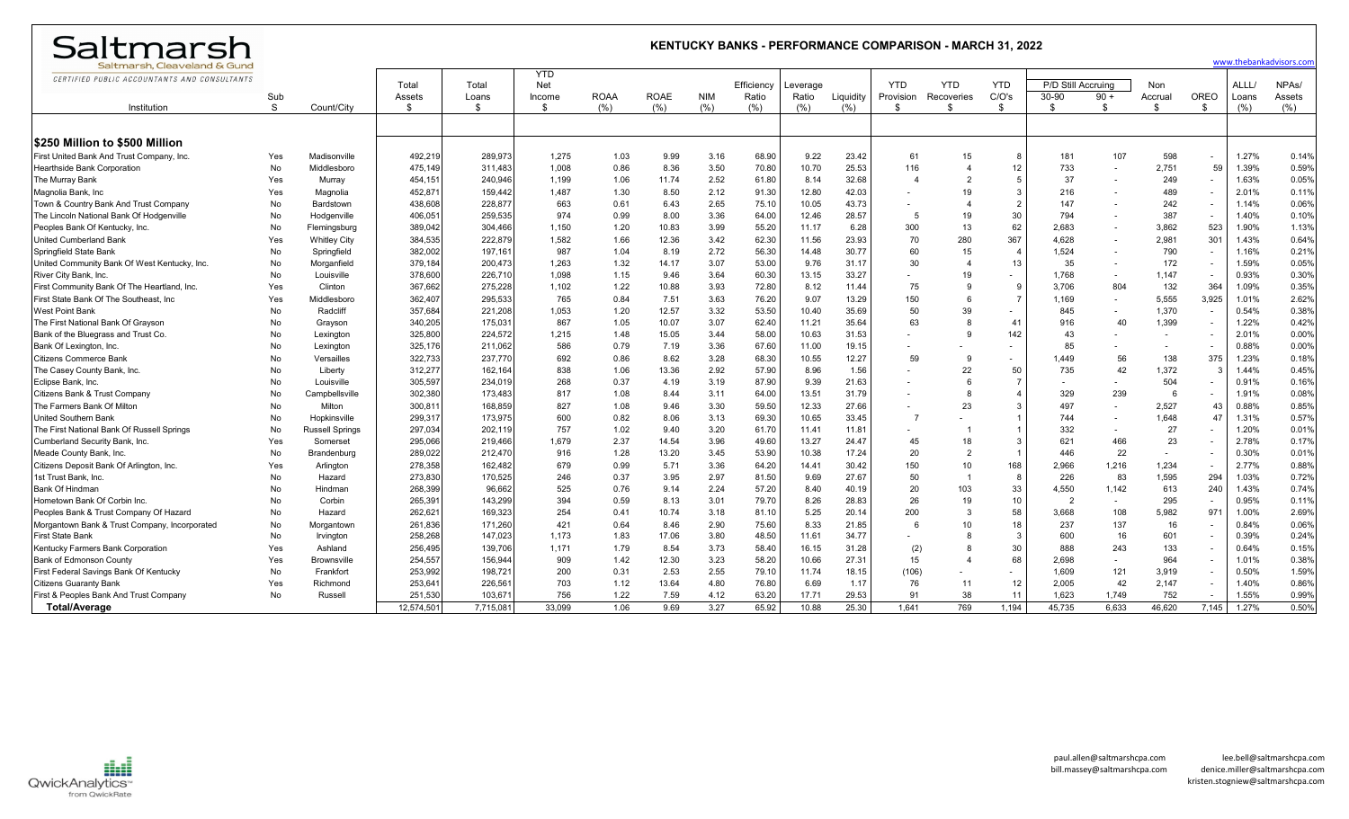# KENTUCKY BANKS - PERFORMANCE COMPARISON - MARCH 31, 2022

Saltmarsh
Saltmarsh, Cleaveland & Gund
CERTIFIED PUBLIC ACCOUNTANTS AND CONSULTANTS

www.thebankadvisors.com

| Institution | Sub S | Count/City | Total Assets $ | Total Loans $ | YTD Net Income $ | ROAA (%) | ROAE (%) | NIM (%) | Efficiency Ratio (%) | Leverage Ratio (%) | Liquidity (%) | YTD Provision $ | YTD Recoveries $ | YTD C/O's $ | P/D Still Accruing 30-90 $ | P/D Still Accruing 90+ $ | Non Accrual $ | OREO $ | ALLL/ Loans (%) | NPAs/ Assets (%) |
|---|---|---|---|---|---|---|---|---|---|---|---|---|---|---|---|---|---|---|---|---|
| **$250 Million to $500 Million** | | | | | | | | | | | | | | | | | | | | |
| First United Bank And Trust Company, Inc. | Yes | Madisonville | 492,219 | 289,973 | 1,275 | 1.03 | 9.99 | 3.16 | 68.90 | 9.22 | 23.42 | 61 | 15 | 8 | 181 | 107 | 598 | - | 1.27% | 0.14% |
| Hearthside Bank Corporation | No | Middlesboro | 475,149 | 311,483 | 1,008 | 0.86 | 8.36 | 3.50 | 70.80 | 10.70 | 25.53 | 116 | 4 | 12 | 733 | - | 2,751 | 59 | 1.39% | 0.59% |
| The Murray Bank | Yes | Murray | 454,151 | 240,946 | 1,199 | 1.06 | 11.74 | 2.52 | 61.80 | 8.14 | 32.68 | 4 | 2 | 5 | 37 | - | 249 | - | 1.63% | 0.05% |
| Magnolia Bank, Inc | Yes | Magnolia | 452,871 | 159,442 | 1,487 | 1.30 | 8.50 | 2.12 | 91.30 | 12.80 | 42.03 | - | 19 | 3 | 216 | - | 489 | - | 2.01% | 0.11% |
| Town & Country Bank And Trust Company | No | Bardstown | 438,608 | 228,877 | 663 | 0.61 | 6.43 | 2.65 | 75.10 | 10.05 | 43.73 | - | 4 | 2 | 147 | - | 242 | - | 1.14% | 0.06% |
| The Lincoln National Bank Of Hodgenville | No | Hodgenville | 406,051 | 259,535 | 974 | 0.99 | 8.00 | 3.36 | 64.00 | 12.46 | 28.57 | 5 | 19 | 30 | 794 | - | 387 | - | 1.40% | 0.10% |
| Peoples Bank Of Kentucky, Inc. | No | Flemingsburg | 389,042 | 304,466 | 1,150 | 1.20 | 10.83 | 3.99 | 55.20 | 11.17 | 6.28 | 300 | 13 | 62 | 2,683 | - | 3,862 | 523 | 1.90% | 1.13% |
| United Cumberland Bank | Yes | Whitley City | 384,535 | 222,879 | 1,582 | 1.66 | 12.36 | 3.42 | 62.30 | 11.56 | 23.93 | 70 | 280 | 367 | 4,628 | - | 2,981 | 301 | 1.43% | 0.64% |
| Springfield State Bank | No | Springfield | 382,002 | 197,161 | 987 | 1.04 | 8.19 | 2.72 | 56.30 | 14.48 | 30.77 | 60 | 15 | 4 | 1,524 | - | 790 | - | 1.16% | 0.21% |
| United Community Bank Of West Kentucky, Inc. | No | Morganfield | 379,184 | 200,473 | 1,263 | 1.32 | 14.17 | 3.07 | 53.00 | 9.76 | 31.17 | 30 | 4 | 13 | 35 | - | 172 | - | 1.59% | 0.05% |
| River City Bank, Inc. | No | Louisville | 378,600 | 226,710 | 1,098 | 1.15 | 9.46 | 3.64 | 60.30 | 13.15 | 33.27 | - | 19 | - | 1,768 | - | 1,147 | - | 0.93% | 0.30% |
| First Community Bank Of The Heartland, Inc. | Yes | Clinton | 367,662 | 275,228 | 1,102 | 1.22 | 10.88 | 3.93 | 72.80 | 8.12 | 11.44 | 75 | 9 | 9 | 3,706 | 804 | 132 | 364 | 1.09% | 0.35% |
| First State Bank Of The Southeast, Inc | Yes | Middlesboro | 362,407 | 295,533 | 765 | 0.84 | 7.51 | 3.63 | 76.20 | 9.07 | 13.29 | 150 | 6 | 7 | 1,169 | - | 5,555 | 3,925 | 1.01% | 2.62% |
| West Point Bank | No | Radcliff | 357,684 | 221,208 | 1,053 | 1.20 | 12.57 | 3.32 | 53.50 | 10.40 | 35.69 | 50 | 39 | - | 845 | - | 1,370 | - | 0.54% | 0.38% |
| The First National Bank Of Grayson | No | Grayson | 340,205 | 175,031 | 867 | 1.05 | 10.07 | 3.07 | 62.40 | 11.21 | 35.64 | 63 | 8 | 41 | 916 | 40 | 1,399 | - | 1.22% | 0.42% |
| Bank of the Bluegrass and Trust Co. | No | Lexington | 325,800 | 224,572 | 1,215 | 1.48 | 15.05 | 3.44 | 58.00 | 10.63 | 31.53 | - | 9 | 142 | 43 | - | - | - | 2.01% | 0.00% |
| Bank Of Lexington, Inc. | No | Lexington | 325,176 | 211,062 | 586 | 0.79 | 7.19 | 3.36 | 67.60 | 11.00 | 19.15 | - | - | - | 85 | - | - | - | 0.88% | 0.00% |
| Citizens Commerce Bank | No | Versailles | 322,733 | 237,770 | 692 | 0.86 | 8.62 | 3.28 | 68.30 | 10.55 | 12.27 | 59 | 9 | - | 1,449 | 56 | 138 | 375 | 1.23% | 0.18% |
| The Casey County Bank, Inc. | No | Liberty | 312,277 | 162,164 | 838 | 1.06 | 13.36 | 2.92 | 57.90 | 8.96 | 1.56 | - | 22 | 50 | 735 | 42 | 1,372 | 3 | 1.44% | 0.45% |
| Eclipse Bank, Inc. | No | Louisville | 305,597 | 234,019 | 268 | 0.37 | 4.19 | 3.19 | 87.90 | 9.39 | 21.63 | - | 6 | 7 | - | - | 504 | - | 0.91% | 0.16% |
| Citizens Bank & Trust Company | No | Campbellsville | 302,380 | 173,483 | 817 | 1.08 | 8.44 | 3.11 | 64.00 | 13.51 | 31.79 | - | 8 | 4 | 329 | 239 | 6 | - | 1.91% | 0.08% |
| The Farmers Bank Of Milton | No | Milton | 300,811 | 168,859 | 827 | 1.08 | 9.46 | 3.30 | 59.50 | 12.33 | 27.66 | - | 23 | 3 | 497 | - | 2,527 | 43 | 0.88% | 0.85% |
| United Southern Bank | No | Hopkinsville | 299,317 | 173,975 | 600 | 0.82 | 8.06 | 3.13 | 69.30 | 10.65 | 33.45 | 7 | - | 1 | 744 | - | 1,648 | 47 | 1.31% | 0.57% |
| The First National Bank Of Russell Springs | No | Russell Springs | 297,034 | 202,119 | 757 | 1.02 | 9.40 | 3.20 | 61.70 | 11.41 | 11.81 | - | 1 | 1 | 332 | - | 27 | - | 1.20% | 0.01% |
| Cumberland Security Bank, Inc. | Yes | Somerset | 295,066 | 219,466 | 1,679 | 2.37 | 14.54 | 3.96 | 49.60 | 13.27 | 24.47 | 45 | 18 | 3 | 621 | 466 | 23 | - | 2.78% | 0.17% |
| Meade County Bank, Inc. | No | Brandenburg | 289,022 | 212,470 | 916 | 1.28 | 13.20 | 3.45 | 53.90 | 10.38 | 17.24 | 20 | 2 | 1 | 446 | 22 | - | - | 0.30% | 0.01% |
| Citizens Deposit Bank Of Arlington, Inc. | Yes | Arlington | 278,358 | 162,482 | 679 | 0.99 | 5.71 | 3.36 | 64.20 | 14.41 | 30.42 | 150 | 10 | 168 | 2,966 | 1,216 | 1,234 | - | 2.77% | 0.88% |
| 1st Trust Bank, Inc. | No | Hazard | 273,830 | 170,525 | 246 | 0.37 | 3.95 | 2.97 | 81.50 | 9.69 | 27.67 | 50 | 1 | 8 | 226 | 83 | 1,595 | 294 | 1.03% | 0.72% |
| Bank Of Hindman | No | Hindman | 268,399 | 96,662 | 525 | 0.76 | 9.14 | 2.24 | 57.20 | 8.40 | 40.19 | 20 | 103 | 33 | 4,550 | 1,142 | 613 | 240 | 1.43% | 0.74% |
| Hometown Bank Of Corbin Inc. | No | Corbin | 265,391 | 143,299 | 394 | 0.59 | 8.13 | 3.01 | 79.70 | 8.26 | 28.83 | 26 | 19 | 10 | 2 | - | 295 | - | 0.95% | 0.11% |
| Peoples Bank & Trust Company Of Hazard | No | Hazard | 262,621 | 169,323 | 254 | 0.41 | 10.74 | 3.18 | 81.10 | 5.25 | 20.14 | 200 | 3 | 58 | 3,668 | 108 | 5,982 | 971 | 1.00% | 2.69% |
| Morgantown Bank & Trust Company, Incorporated | No | Morgantown | 261,836 | 171,260 | 421 | 0.64 | 8.46 | 2.90 | 75.60 | 8.33 | 21.85 | 6 | 10 | 18 | 237 | 137 | 16 | - | 0.84% | 0.06% |
| First State Bank | No | Irvington | 258,268 | 147,023 | 1,173 | 1.83 | 17.06 | 3.80 | 48.50 | 11.61 | 34.77 | - | 8 | 3 | 600 | 16 | 601 | - | 0.39% | 0.24% |
| Kentucky Farmers Bank Corporation | Yes | Ashland | 256,495 | 139,706 | 1,171 | 1.79 | 8.54 | 3.73 | 58.40 | 16.15 | 31.28 | (2) | 8 | 30 | 888 | 243 | 133 | - | 0.64% | 0.15% |
| Bank of Edmonson County | Yes | Brownsville | 254,557 | 156,944 | 909 | 1.42 | 12.30 | 3.23 | 58.20 | 10.66 | 27.31 | 15 | 4 | 68 | 2,698 | - | 964 | - | 1.01% | 0.38% |
| First Federal Savings Bank Of Kentucky | No | Frankfort | 253,992 | 198,721 | 200 | 0.31 | 2.53 | 2.55 | 79.10 | 11.74 | 18.15 | (106) | - | - | 1,609 | 121 | 3,919 | - | 0.50% | 1.59% |
| Citizens Guaranty Bank | Yes | Richmond | 253,641 | 226,561 | 703 | 1.12 | 13.64 | 4.80 | 76.80 | 6.69 | 1.17 | 76 | 11 | 12 | 2,005 | 42 | 2,147 | - | 1.40% | 0.86% |
| First & Peoples Bank And Trust Company | No | Russell | 251,530 | 103,671 | 756 | 1.22 | 7.59 | 4.12 | 63.20 | 17.71 | 29.53 | 91 | 38 | 11 | 1,623 | 1,749 | 752 | - | 1.55% | 0.99% |
| **Total/Average** | | | 12,574,501 | 7,715,081 | 33,099 | 1.06 | 9.69 | 3.27 | 65.92 | 10.88 | 25.30 | 1,641 | 769 | 1,194 | 45,735 | 6,633 | 46,620 | 7,145 | 1.27% | 0.50% |

QwickAnalytics from QwickRate

paul.allen@saltmarshcpa.com
bill.massey@saltmarshcpa.com
lee.bell@saltmarshcpa.com
denice.miller@saltmarshcpa.com
kristen.stogniew@saltmarshcpa.com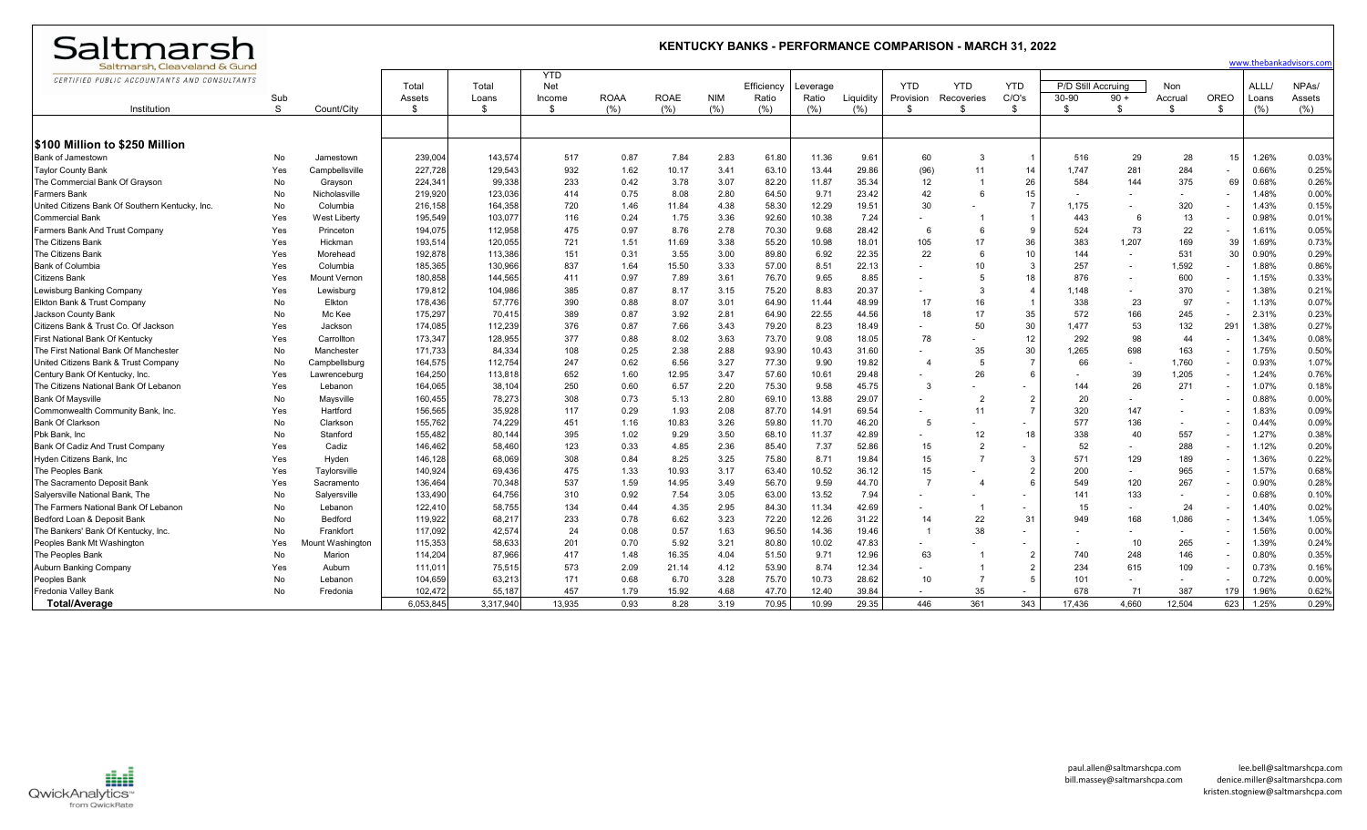# Saltmarsh

Saltmarsh, Cleaveland & Gund

CERTIFIED PUBLIC ACCOUNTANTS AND CONSULTANTS

## KENTUCKY BANKS - PERFORMANCE COMPARISON - MARCH 31, 2022

www.thebankadvisors.com

| Institution | Sub S | Count/City | Total Assets $ | Total Loans $ | YTD Net Income $ | ROAA (%) | ROAE (%) | NIM (%) | Efficiency Ratio (%) | Leverage Ratio (%) | Liquidity (%) | YTD Provision $ | YTD Recoveries $ | YTD C/O's $ | P/D Still Accruing 30-90 $ | P/D Still Accruing 90+ $ | Non Accrual $ | OREO $ | ALLL/ Loans (%) | NPAs/ Assets (%) |
|---|---|---|---|---|---|---|---|---|---|---|---|---|---|---|---|---|---|---|---|---|
| **$100 Million to $250 Million** | | | | | | | | | | | | | | | | | | | | |
| Bank of Jamestown | No | Jamestown | 239,004 | 143,574 | 517 | 0.87 | 7.84 | 2.83 | 61.80 | 11.36 | 9.61 | 60 | 3 | 1 | 516 | 29 | 28 | 15 | 1.26% | 0.03% |
| Taylor County Bank | Yes | Campbellsville | 227,728 | 129,543 | 932 | 1.62 | 10.17 | 3.41 | 63.10 | 13.44 | 29.86 | (96) | 11 | 14 | 1,747 | 281 | 284 | - | 0.66% | 0.25% |
| The Commercial Bank Of Grayson | No | Grayson | 224,341 | 99,338 | 233 | 0.42 | 3.78 | 3.07 | 82.20 | 11.87 | 35.34 | 12 | 1 | 26 | 584 | 144 | 375 | 69 | 0.68% | 0.26% |
| Farmers Bank | No | Nicholasville | 219,920 | 123,036 | 414 | 0.75 | 8.08 | 2.80 | 64.50 | 9.71 | 23.42 | 42 | 6 | 15 | - | - | - | - | 1.48% | 0.00% |
| United Citizens Bank Of Southern Kentucky, Inc. | No | Columbia | 216,158 | 164,358 | 720 | 1.46 | 11.84 | 4.38 | 58.30 | 12.29 | 19.51 | 30 | - | 7 | 1,175 | - | 320 | - | 1.43% | 0.15% |
| Commercial Bank | Yes | West Liberty | 195,549 | 103,077 | 116 | 0.24 | 1.75 | 3.36 | 92.60 | 10.38 | 7.24 | - | 1 | 1 | 443 | 6 | 13 | - | 0.98% | 0.01% |
| Farmers Bank And Trust Company | Yes | Princeton | 194,075 | 112,958 | 475 | 0.97 | 8.76 | 2.78 | 70.30 | 9.68 | 28.42 | 6 | 6 | 9 | 524 | 73 | 22 | - | 1.61% | 0.05% |
| The Citizens Bank | Yes | Hickman | 193,514 | 120,055 | 721 | 1.51 | 11.69 | 3.38 | 55.20 | 10.98 | 18.01 | 105 | 17 | 36 | 383 | 1,207 | 169 | 39 | 1.69% | 0.73% |
| The Citizens Bank | Yes | Morehead | 192,878 | 113,386 | 151 | 0.31 | 3.55 | 3.00 | 89.80 | 6.92 | 22.35 | 22 | 6 | 10 | 144 | - | 531 | 30 | 0.90% | 0.29% |
| Bank of Columbia | Yes | Columbia | 185,365 | 130,966 | 837 | 1.64 | 15.50 | 3.33 | 57.00 | 8.51 | 22.13 | - | 10 | 3 | 257 | - | 1,592 | - | 1.88% | 0.86% |
| Citizens Bank | Yes | Mount Vernon | 180,858 | 144,565 | 411 | 0.97 | 7.89 | 3.61 | 76.70 | 9.65 | 8.85 | - | 5 | 18 | 876 | - | 600 | - | 1.15% | 0.33% |
| Lewisburg Banking Company | Yes | Lewisburg | 179,812 | 104,986 | 385 | 0.87 | 8.17 | 3.15 | 75.20 | 8.83 | 20.37 | - | 3 | 4 | 1,148 | - | 370 | - | 1.38% | 0.21% |
| Elkton Bank & Trust Company | No | Elkton | 178,436 | 57,776 | 390 | 0.88 | 8.07 | 3.01 | 64.90 | 11.44 | 48.99 | 17 | 16 | 1 | 338 | 23 | 97 | - | 1.13% | 0.07% |
| Jackson County Bank | No | Mc Kee | 175,297 | 70,415 | 389 | 0.87 | 3.92 | 2.81 | 64.90 | 22.55 | 44.56 | 18 | 17 | 35 | 572 | 166 | 245 | - | 2.31% | 0.23% |
| Citizens Bank & Trust Co. Of Jackson | Yes | Jackson | 174,085 | 112,239 | 376 | 0.87 | 7.66 | 3.43 | 79.20 | 8.23 | 18.49 | - | 50 | 30 | 1,477 | 53 | 132 | 291 | 1.38% | 0.27% |
| First National Bank Of Kentucky | Yes | Carrollton | 173,347 | 128,955 | 377 | 0.88 | 8.02 | 3.63 | 73.70 | 9.08 | 18.05 | 78 | - | 12 | 292 | 98 | 44 | - | 1.34% | 0.08% |
| The First National Bank Of Manchester | No | Manchester | 171,733 | 84,334 | 108 | 0.25 | 2.38 | 2.88 | 93.90 | 10.43 | 31.60 | - | 35 | 30 | 1,265 | 698 | 163 | - | 1.75% | 0.50% |
| United Citizens Bank & Trust Company | No | Campbellsburg | 164,575 | 112,754 | 247 | 0.62 | 6.56 | 3.27 | 77.30 | 9.90 | 19.82 | 4 | 5 | 7 | 66 | - | 1,760 | - | 0.93% | 1.07% |
| Century Bank Of Kentucky, Inc. | Yes | Lawrenceburg | 164,250 | 113,818 | 652 | 1.60 | 12.95 | 3.47 | 57.60 | 10.61 | 29.48 | - | 26 | 6 | - | 39 | 1,205 | - | 1.24% | 0.76% |
| The Citizens National Bank Of Lebanon | Yes | Lebanon | 164,065 | 38,104 | 250 | 0.60 | 6.57 | 2.20 | 75.30 | 9.58 | 45.75 | 3 | - | - | 144 | 26 | 271 | - | 1.07% | 0.18% |
| Bank Of Maysville | No | Maysville | 160,455 | 78,273 | 308 | 0.73 | 5.13 | 2.80 | 69.10 | 13.88 | 29.07 | - | 2 | 2 | 20 | - | - | - | 0.88% | 0.00% |
| Commonwealth Community Bank, Inc. | Yes | Hartford | 156,565 | 35,928 | 117 | 0.29 | 1.93 | 2.08 | 87.70 | 14.91 | 69.54 | - | 11 | 7 | 320 | 147 | - | - | 1.83% | 0.09% |
| Bank Of Clarkson | No | Clarkson | 155,762 | 74,229 | 451 | 1.16 | 10.83 | 3.26 | 59.80 | 11.70 | 46.20 | 5 | - | - | 577 | 136 | - | - | 0.44% | 0.09% |
| Pbk Bank, Inc | No | Stanford | 155,482 | 80,144 | 395 | 1.02 | 9.29 | 3.50 | 68.10 | 11.37 | 42.89 | - | 12 | 18 | 338 | 40 | 557 | - | 1.27% | 0.38% |
| Bank Of Cadiz And Trust Company | Yes | Cadiz | 146,462 | 58,460 | 123 | 0.33 | 4.85 | 2.36 | 85.40 | 7.37 | 52.86 | 15 | 2 | - | 52 | - | 288 | - | 1.12% | 0.20% |
| Hyden Citizens Bank, Inc | Yes | Hyden | 146,128 | 68,069 | 308 | 0.84 | 8.25 | 3.25 | 75.80 | 8.71 | 19.84 | 15 | 7 | 3 | 571 | 129 | 189 | - | 1.36% | 0.22% |
| The Peoples Bank | Yes | Taylorsville | 140,924 | 69,436 | 475 | 1.33 | 10.93 | 3.17 | 63.40 | 10.52 | 36.12 | 15 | - | 2 | 200 | - | 965 | - | 1.57% | 0.68% |
| The Sacramento Deposit Bank | Yes | Sacramento | 136,464 | 70,348 | 537 | 1.59 | 14.95 | 3.49 | 56.70 | 9.59 | 44.70 | 7 | 4 | 6 | 549 | 120 | 267 | - | 0.90% | 0.28% |
| Salyersville National Bank, The | No | Salyersville | 133,490 | 64,756 | 310 | 0.92 | 7.54 | 3.05 | 63.00 | 13.52 | 7.94 | - | - | - | 141 | 133 | - | - | 0.68% | 0.10% |
| The Farmers National Bank Of Lebanon | No | Lebanon | 122,410 | 58,755 | 134 | 0.44 | 4.35 | 2.95 | 84.30 | 11.34 | 42.69 | - | 1 | - | 15 | - | 24 | - | 1.40% | 0.02% |
| Bedford Loan & Deposit Bank | No | Bedford | 119,922 | 68,217 | 233 | 0.78 | 6.62 | 3.23 | 72.20 | 12.26 | 31.22 | 14 | 22 | 31 | 949 | 168 | 1,086 | - | 1.34% | 1.05% |
| The Bankers' Bank Of Kentucky, Inc. | No | Frankfort | 117,092 | 42,574 | 24 | 0.08 | 0.57 | 1.63 | 96.50 | 14.36 | 19.46 | 1 | 38 | - | - | - | - | - | 1.56% | 0.00% |
| Peoples Bank Mt Washington | Yes | Mount Washington | 115,353 | 58,633 | 201 | 0.70 | 5.92 | 3.21 | 80.80 | 10.02 | 47.83 | - | - | - | - | 10 | 265 | - | 1.39% | 0.24% |
| The Peoples Bank | No | Marion | 114,204 | 87,966 | 417 | 1.48 | 16.35 | 4.04 | 51.50 | 9.71 | 12.96 | 63 | 1 | 2 | 740 | 248 | 146 | - | 0.80% | 0.35% |
| Auburn Banking Company | Yes | Auburn | 111,011 | 75,515 | 573 | 2.09 | 21.14 | 4.12 | 53.90 | 8.74 | 12.34 | - | 1 | 2 | 234 | 615 | 109 | - | 0.73% | 0.16% |
| Peoples Bank | No | Lebanon | 104,659 | 63,213 | 171 | 0.68 | 6.70 | 3.28 | 75.70 | 10.73 | 28.62 | 10 | 7 | 5 | 101 | - | - | - | 0.72% | 0.00% |
| Fredonia Valley Bank | No | Fredonia | 102,472 | 55,187 | 457 | 1.79 | 15.92 | 4.68 | 47.70 | 12.40 | 39.84 | - | 35 | - | 678 | 71 | 387 | 179 | 1.96% | 0.62% |
| **Total/Average** | | | 6,053,845 | 3,317,940 | 13,935 | 0.93 | 8.28 | 3.19 | 70.95 | 10.99 | 29.35 | 446 | 361 | 343 | 17,436 | 4,660 | 12,504 | 623 | 1.25% | 0.29% |

QwickAnalytics from QwickRate

paul.allen@saltmarshcpa.com
bill.massey@saltmarshcpa.com

lee.bell@saltmarshcpa.com
denice.miller@saltmarshcpa.com
kristen.stogniew@saltmarshcpa.com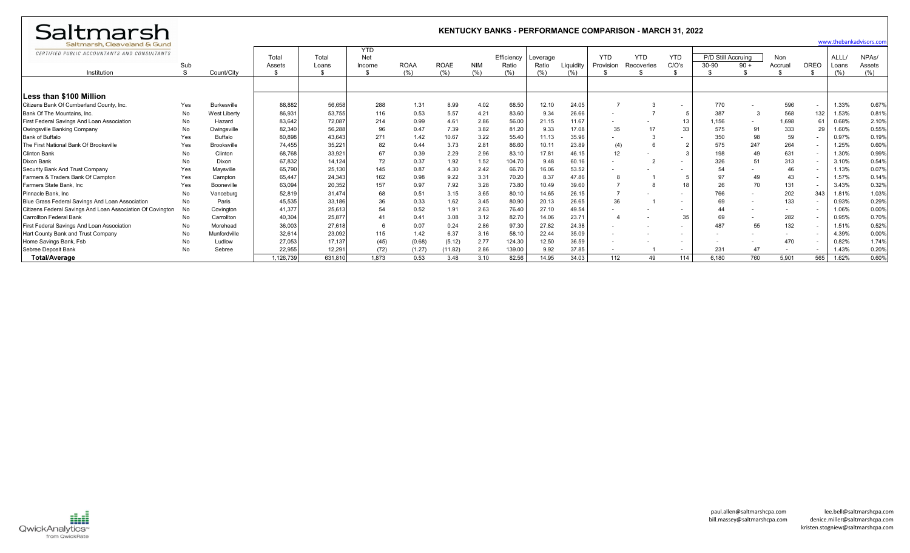# KENTUCKY BANKS - PERFORMANCE COMPARISON - MARCH 31, 2022

Saltmarsh
Saltmarsh, Cleaveland & Gund
CERTIFIED PUBLIC ACCOUNTANTS AND CONSULTANTS

www.thebankadvisors.com

| Institution | Sub S | Count/City | Total Assets $ | Total Loans $ | YTD Net Income $ | ROAA (%) | ROAE (%) | NIM (%) | Efficiency Ratio (%) | Leverage Ratio (%) | Liquidity (%) | YTD Provision $ | YTD Recoveries $ | YTD C/O's $ | P/D Still Accruing 30-90 $ | P/D Still Accruing 90+ $ | Non Accrual $ | OREO $ | ALLL/ Loans (%) | NPAs/ Assets (%) |
|---|---|---|---|---|---|---|---|---|---|---|---|---|---|---|---|---|---|---|---|---|
| **Less than $100 Million** | | | | | | | | | | | | | | | | | | | | |
| Citizens Bank Of Cumberland County, Inc. | Yes | Burkesville | 88,882 | 56,658 | 288 | 1.31 | 8.99 | 4.02 | 68.50 | 12.10 | 24.05 | 7 | 3 | - | 770 | - | 596 | - | 1.33% | 0.67% |
| Bank Of The Mountains, Inc. | No | West Liberty | 86,931 | 53,755 | 116 | 0.53 | 5.57 | 4.21 | 83.60 | 9.34 | 26.66 | - | 7 | 5 | 387 | 3 | 568 | 132 | 1.53% | 0.81% |
| First Federal Savings And Loan Association | No | Hazard | 83,642 | 72,087 | 214 | 0.99 | 4.61 | 2.86 | 56.00 | 21.15 | 11.67 | - | - | 13 | 1,156 | - | 1,698 | 61 | 0.68% | 2.10% |
| Owingsville Banking Company | No | Owingsville | 82,340 | 56,288 | 96 | 0.47 | 7.39 | 3.82 | 81.20 | 9.33 | 17.08 | 35 | 17 | 33 | 575 | 91 | 333 | 29 | 1.60% | 0.55% |
| Bank of Buffalo | Yes | Buffalo | 80,898 | 43,643 | 271 | 1.42 | 10.67 | 3.22 | 55.40 | 11.13 | 35.96 | - | 3 | - | 350 | 98 | 59 | - | 0.97% | 0.19% |
| The First National Bank Of Brooksville | Yes | Brooksville | 74,455 | 35,221 | 82 | 0.44 | 3.73 | 2.81 | 86.60 | 10.11 | 23.89 | (4) | 6 | 2 | 575 | 247 | 264 | - | 1.25% | 0.60% |
| Clinton Bank | No | Clinton | 68,768 | 33,921 | 67 | 0.39 | 2.29 | 2.96 | 83.10 | 17.81 | 46.15 | 12 | - | 3 | 198 | 49 | 631 | - | 1.30% | 0.99% |
| Dixon Bank | No | Dixon | 67,832 | 14,124 | 72 | 0.37 | 1.92 | 1.52 | 104.70 | 9.48 | 60.16 | - | 2 | - | 326 | 51 | 313 | - | 3.10% | 0.54% |
| Security Bank And Trust Company | Yes | Maysville | 65,790 | 25,130 | 145 | 0.87 | 4.30 | 2.42 | 66.70 | 16.06 | 53.52 | - | - | - | 54 | - | 46 | - | 1.13% | 0.07% |
| Farmers & Traders Bank Of Campton | Yes | Campton | 65,447 | 24,343 | 162 | 0.98 | 9.22 | 3.31 | 70.20 | 8.37 | 47.86 | 8 | 1 | 5 | 97 | 49 | 43 | - | 1.57% | 0.14% |
| Farmers State Bank, Inc | Yes | Booneville | 63,094 | 20,352 | 157 | 0.97 | 7.92 | 3.28 | 73.80 | 10.49 | 39.60 | 7 | 8 | 18 | 26 | 70 | 131 | - | 3.43% | 0.32% |
| Pinnacle Bank, Inc | No | Vanceburg | 52,819 | 31,474 | 68 | 0.51 | 3.15 | 3.65 | 80.10 | 14.65 | 26.15 | 7 | - | - | 766 | - | 202 | 343 | 1.81% | 1.03% |
| Blue Grass Federal Savings And Loan Association | No | Paris | 45,535 | 33,186 | 36 | 0.33 | 1.62 | 3.45 | 80.90 | 20.13 | 26.65 | 36 | 1 | - | 69 | - | 133 | - | 0.93% | 0.29% |
| Citizens Federal Savings And Loan Association Of Covington | No | Covington | 41,377 | 25,613 | 54 | 0.52 | 1.91 | 2.63 | 76.40 | 27.10 | 49.54 | - | - | - | 44 | - | - | - | 1.06% | 0.00% |
| Carrollton Federal Bank | No | Carrollton | 40,304 | 25,877 | 41 | 0.41 | 3.08 | 3.12 | 82.70 | 14.06 | 23.71 | 4 | - | 35 | 69 | - | 282 | - | 0.95% | 0.70% |
| First Federal Savings And Loan Association | No | Morehead | 36,003 | 27,618 | 6 | 0.07 | 0.24 | 2.86 | 97.30 | 27.82 | 24.38 | - | - | - | 487 | 55 | 132 | - | 1.51% | 0.52% |
| Hart County Bank and Trust Company | No | Munfordville | 32,614 | 23,092 | 115 | 1.42 | 6.37 | 3.16 | 58.10 | 22.44 | 35.09 | - | - | - | - | - | - | - | 4.39% | 0.00% |
| Home Savings Bank, Fsb | No | Ludlow | 27,053 | 17,137 | (45) | (0.68) | (5.12) | 2.77 | 124.30 | 12.50 | 36.59 | - | - | - | - | - | 470 | - | 0.82% | 1.74% |
| Sebree Deposit Bank | No | Sebree | 22,955 | 12,291 | (72) | (1.27) | (11.82) | 2.86 | 139.00 | 9.92 | 37.85 | - | 1 | - | 231 | 47 | - | - | 1.43% | 0.20% |
| **Total/Average** | | | 1,126,739 | 631,810 | 1,873 | 0.53 | 3.48 | 3.10 | 82.56 | 14.95 | 34.03 | 112 | 49 | 114 | 6,180 | 760 | 5,901 | 565 | 1.62% | 0.60% |

QwickAnalytics from QwickRate

paul.allen@saltmarshcpa.com
bill.massey@saltmarshcpa.com

lee.bell@saltmarshcpa.com
denice.miller@saltmarshcpa.com
kristen.stogniew@saltmarshcpa.com